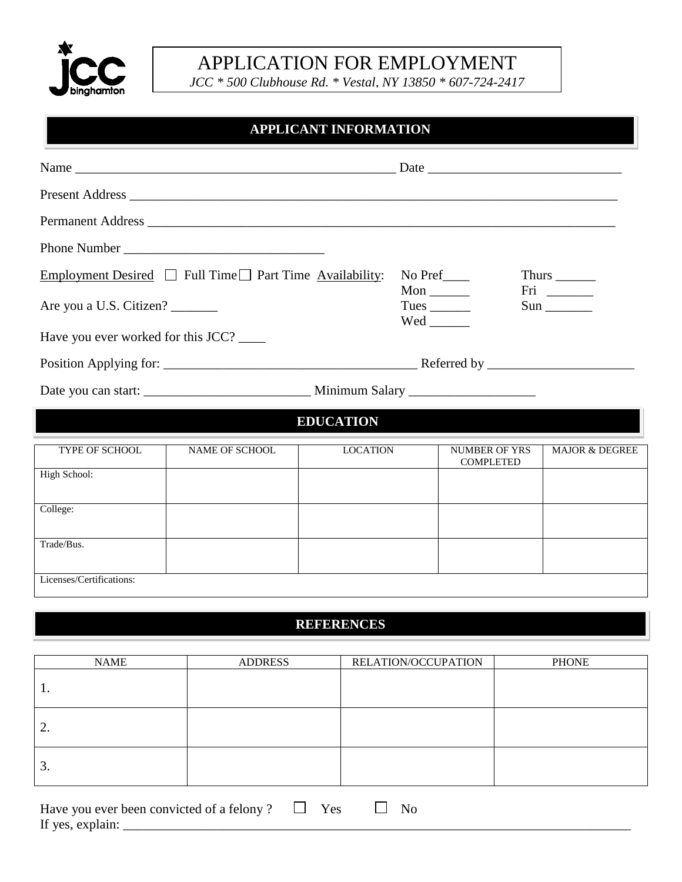# APPLICATION FOR EMPLOYMENT

*JCC * 500 Clubhouse Rd. * Vestal, NY 13850 * 607-724-2417*

## APPLICANT INFORMATION

Name _______________________________________________ Date ___________________________

Present Address ___________________________________________________________________________

Permanent Address _________________________________________________________________________

Phone Number ______________________________

Employment Desired ☐ Full Time ☐ Part Time   Availability:   No Pref____   Mon ______   Tues ______   Wed ______   Thurs ______   Fri _______   Sun _______

Are you a U.S. Citizen? _______

Have you ever worked for this JCC? ____

Position Applying for: _____________________________________ Referred by _____________________

Date you can start: ________________________ Minimum Salary __________________

## EDUCATION

| TYPE OF SCHOOL | NAME OF SCHOOL | LOCATION | NUMBER OF YRS COMPLETED | MAJOR & DEGREE |
|---|---|---|---|---|
| High School: | | | | |
| College: | | | | |
| Trade/Bus. | | | | |
| Licenses/Certifications: | | | | |

## REFERENCES

| NAME | ADDRESS | RELATION/OCCUPATION | PHONE |
|---|---|---|---|
| 1. | | | |
| 2. | | | |
| 3. | | | |

Have you ever been convicted of a felony ? ☐ Yes ☐ No

If yes, explain: ______________________________________________________________________________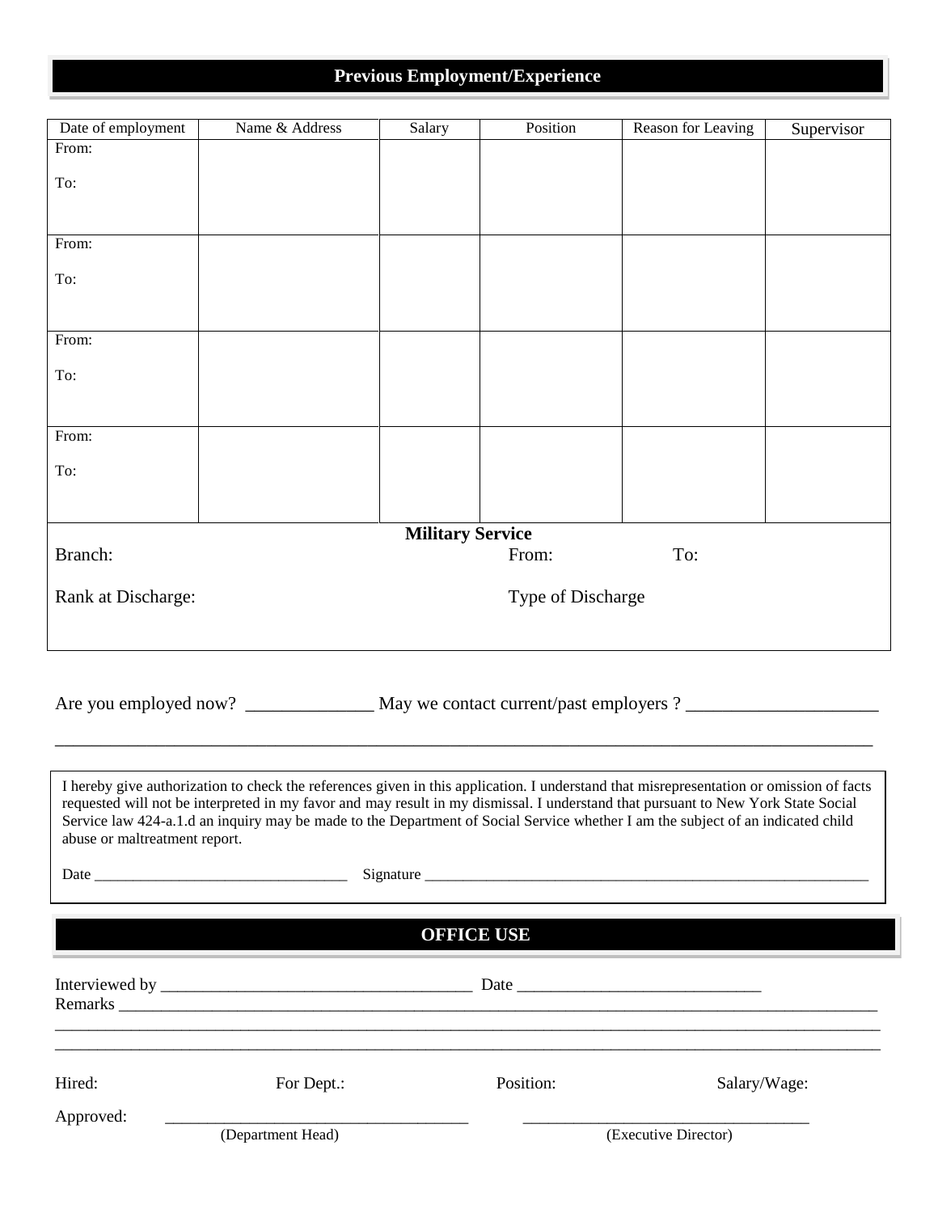## Previous Employment/Experience

| Date of employment | Name & Address | Salary | Position | Reason for Leaving | Supervisor |
|---|---|---|---|---|---|
| From:<br><br>To: | | | | | |
| From:<br><br>To: | | | | | |
| From:<br><br>To: | | | | | |
| From:<br><br>To: | | | | | |

**Military Service**

Branch: From: To:

Rank at Discharge: Type of Discharge

Are you employed now? ______________ May we contact current/past employers ? _____________________

_____________________________________________________________________________________

I hereby give authorization to check the references given in this application. I understand that misrepresentation or omission of facts requested will not be interpreted in my favor and may result in my dismissal. I understand that pursuant to New York State Social Service law 424-a.1.d an inquiry may be made to the Department of Social Service whether I am the subject of an indicated child abuse or maltreatment report.

Date _________________________________ Signature ____________________________________________________________

## OFFICE USE

Interviewed by _____________________________________ Date _____________________________

Remarks ___________________________________________________________________________________________

___________________________________________________________________________________________________

___________________________________________________________________________________________________

Hired: For Dept.: Position: Salary/Wage:

Approved: ____________________________________ __________________________________

(Department Head) (Executive Director)